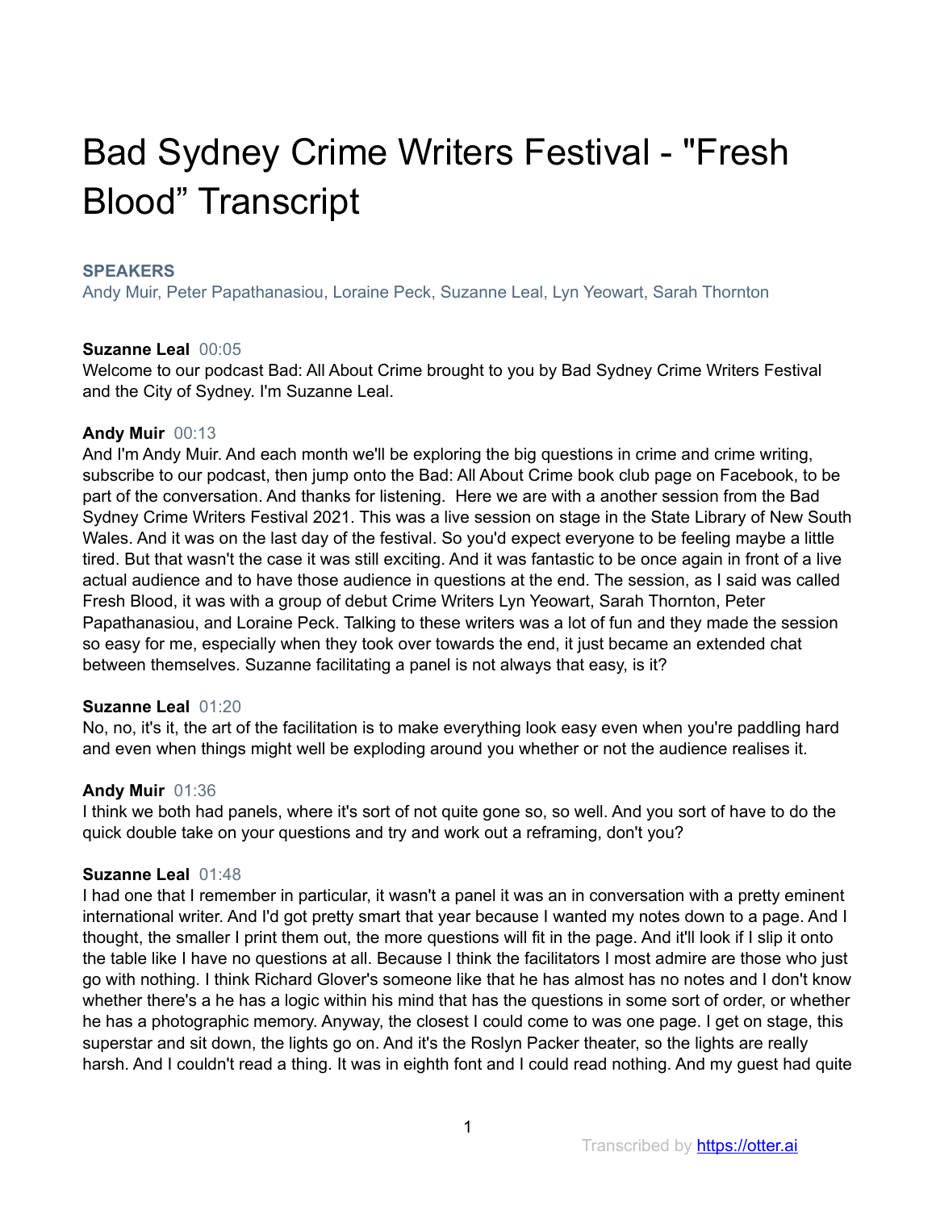# Bad Sydney Crime Writers Festival - "Fresh Blood" Transcript

**SPEAKERS**

Andy Muir, Peter Papathanasiou, Loraine Peck, Suzanne Leal, Lyn Yeowart, Sarah Thornton

**Suzanne Leal** 00:05

Welcome to our podcast Bad: All About Crime brought to you by Bad Sydney Crime Writers Festival and the City of Sydney. I'm Suzanne Leal.

**Andy Muir** 00:13

And I'm Andy Muir. And each month we'll be exploring the big questions in crime and crime writing, subscribe to our podcast, then jump onto the Bad: All About Crime book club page on Facebook, to be part of the conversation. And thanks for listening. Here we are with a another session from the Bad Sydney Crime Writers Festival 2021. This was a live session on stage in the State Library of New South Wales. And it was on the last day of the festival. So you'd expect everyone to be feeling maybe a little tired. But that wasn't the case it was still exciting. And it was fantastic to be once again in front of a live actual audience and to have those audience in questions at the end. The session, as I said was called Fresh Blood, it was with a group of debut Crime Writers Lyn Yeowart, Sarah Thornton, Peter Papathanasiou, and Loraine Peck. Talking to these writers was a lot of fun and they made the session so easy for me, especially when they took over towards the end, it just became an extended chat between themselves. Suzanne facilitating a panel is not always that easy, is it?

**Suzanne Leal** 01:20

No, no, it's it, the art of the facilitation is to make everything look easy even when you're paddling hard and even when things might well be exploding around you whether or not the audience realises it.

**Andy Muir** 01:36

I think we both had panels, where it's sort of not quite gone so, so well. And you sort of have to do the quick double take on your questions and try and work out a reframing, don't you?

**Suzanne Leal** 01:48

I had one that I remember in particular, it wasn't a panel it was an in conversation with a pretty eminent international writer. And I'd got pretty smart that year because I wanted my notes down to a page. And I thought, the smaller I print them out, the more questions will fit in the page. And it'll look if I slip it onto the table like I have no questions at all. Because I think the facilitators I most admire are those who just go with nothing. I think Richard Glover's someone like that he has almost has no notes and I don't know whether there's a he has a logic within his mind that has the questions in some sort of order, or whether he has a photographic memory. Anyway, the closest I could come to was one page. I get on stage, this superstar and sit down, the lights go on. And it's the Roslyn Packer theater, so the lights are really harsh. And I couldn't read a thing. It was in eighth font and I could read nothing. And my guest had quite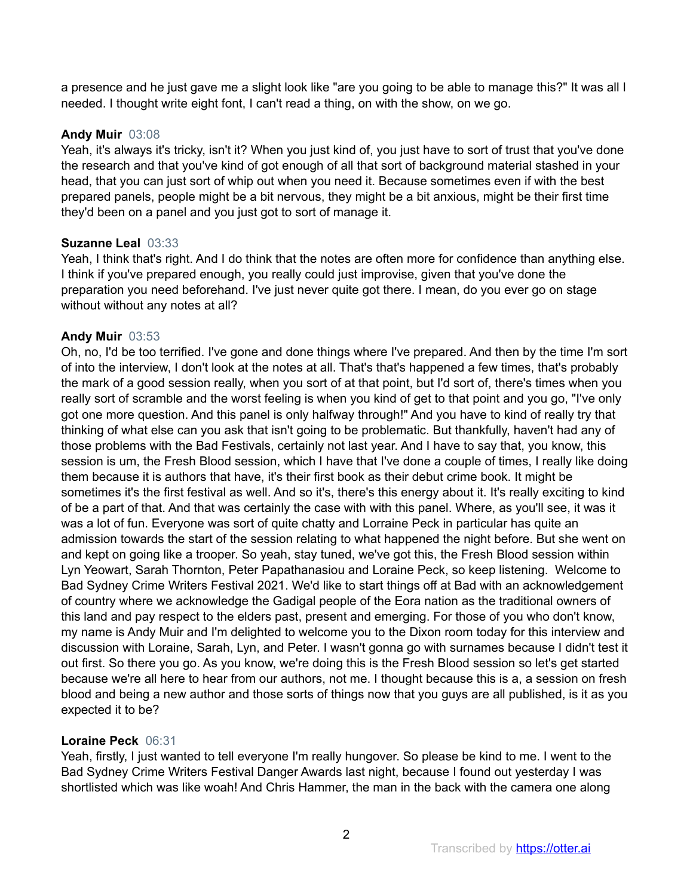a presence and he just gave me a slight look like "are you going to be able to manage this?" It was all I needed. I thought write eight font, I can't read a thing, on with the show, on we go.

**Andy Muir** 03:08
Yeah, it's always it's tricky, isn't it? When you just kind of, you just have to sort of trust that you've done the research and that you've kind of got enough of all that sort of background material stashed in your head, that you can just sort of whip out when you need it. Because sometimes even if with the best prepared panels, people might be a bit nervous, they might be a bit anxious, might be their first time they'd been on a panel and you just got to sort of manage it.

**Suzanne Leal** 03:33
Yeah, I think that's right. And I do think that the notes are often more for confidence than anything else. I think if you've prepared enough, you really could just improvise, given that you've done the preparation you need beforehand. I've just never quite got there. I mean, do you ever go on stage without without any notes at all?

**Andy Muir** 03:53
Oh, no, I'd be too terrified. I've gone and done things where I've prepared. And then by the time I'm sort of into the interview, I don't look at the notes at all. That's that's happened a few times, that's probably the mark of a good session really, when you sort of at that point, but I'd sort of, there's times when you really sort of scramble and the worst feeling is when you kind of get to that point and you go, "I've only got one more question. And this panel is only halfway through!" And you have to kind of really try that thinking of what else can you ask that isn't going to be problematic. But thankfully, haven't had any of those problems with the Bad Festivals, certainly not last year. And I have to say that, you know, this session is um, the Fresh Blood session, which I have that I've done a couple of times, I really like doing them because it is authors that have, it's their first book as their debut crime book. It might be sometimes it's the first festival as well. And so it's, there's this energy about it. It's really exciting to kind of be a part of that. And that was certainly the case with with this panel. Where, as you'll see, it was it was a lot of fun. Everyone was sort of quite chatty and Lorraine Peck in particular has quite an admission towards the start of the session relating to what happened the night before. But she went on and kept on going like a trooper. So yeah, stay tuned, we've got this, the Fresh Blood session within Lyn Yeowart, Sarah Thornton, Peter Papathanasiou and Loraine Peck, so keep listening. Welcome to Bad Sydney Crime Writers Festival 2021. We'd like to start things off at Bad with an acknowledgement of country where we acknowledge the Gadigal people of the Eora nation as the traditional owners of this land and pay respect to the elders past, present and emerging. For those of you who don't know, my name is Andy Muir and I'm delighted to welcome you to the Dixon room today for this interview and discussion with Loraine, Sarah, Lyn, and Peter. I wasn't gonna go with surnames because I didn't test it out first. So there you go. As you know, we're doing this is the Fresh Blood session so let's get started because we're all here to hear from our authors, not me. I thought because this is a, a session on fresh blood and being a new author and those sorts of things now that you guys are all published, is it as you expected it to be?

**Loraine Peck** 06:31
Yeah, firstly, I just wanted to tell everyone I'm really hungover. So please be kind to me. I went to the Bad Sydney Crime Writers Festival Danger Awards last night, because I found out yesterday I was shortlisted which was like woah! And Chris Hammer, the man in the back with the camera one along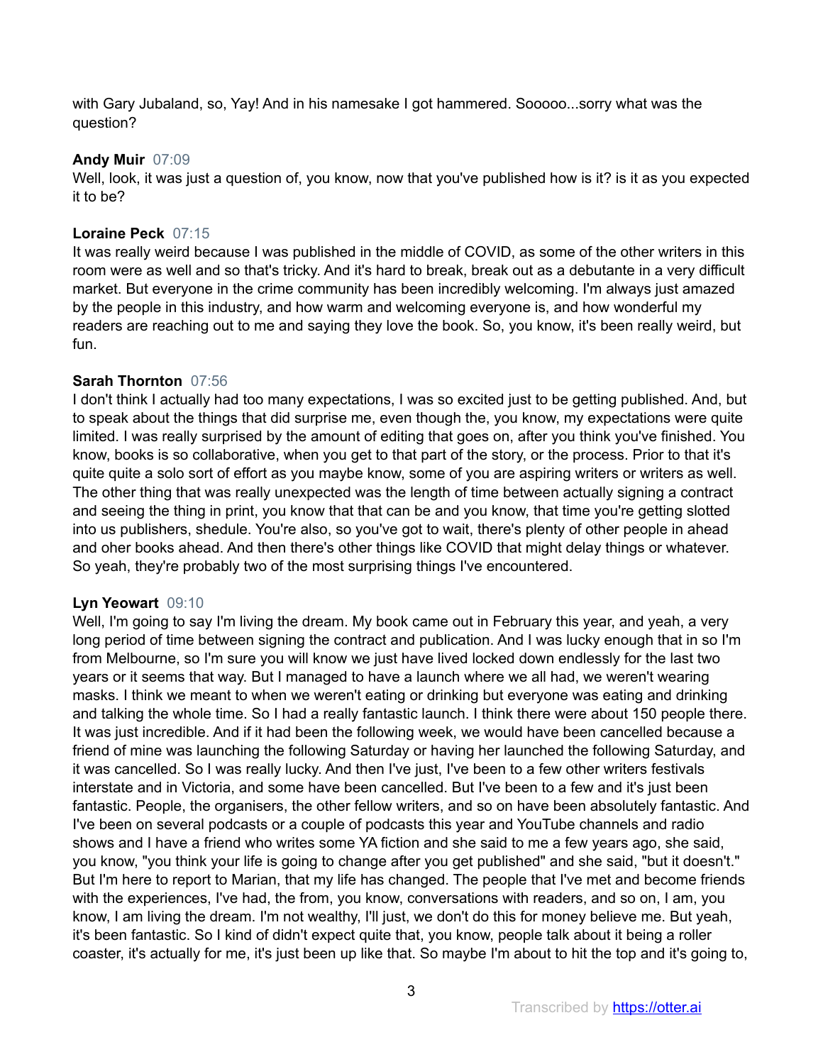with Gary Jubaland, so, Yay! And in his namesake I got hammered. Sooooo...sorry what was the question?

**Andy Muir** 07:09
Well, look, it was just a question of, you know, now that you've published how is it? is it as you expected it to be?

**Loraine Peck** 07:15
It was really weird because I was published in the middle of COVID, as some of the other writers in this room were as well and so that's tricky. And it's hard to break, break out as a debutante in a very difficult market. But everyone in the crime community has been incredibly welcoming. I'm always just amazed by the people in this industry, and how warm and welcoming everyone is, and how wonderful my readers are reaching out to me and saying they love the book. So, you know, it's been really weird, but fun.

**Sarah Thornton** 07:56
I don't think I actually had too many expectations, I was so excited just to be getting published. And, but to speak about the things that did surprise me, even though the, you know, my expectations were quite limited. I was really surprised by the amount of editing that goes on, after you think you've finished. You know, books is so collaborative, when you get to that part of the story, or the process. Prior to that it's quite quite a solo sort of effort as you maybe know, some of you are aspiring writers or writers as well. The other thing that was really unexpected was the length of time between actually signing a contract and seeing the thing in print, you know that that can be and you know, that time you're getting slotted into us publishers, shedule. You're also, so you've got to wait, there's plenty of other people in ahead and oher books ahead. And then there's other things like COVID that might delay things or whatever. So yeah, they're probably two of the most surprising things I've encountered.

**Lyn Yeowart** 09:10
Well, I'm going to say I'm living the dream. My book came out in February this year, and yeah, a very long period of time between signing the contract and publication. And I was lucky enough that in so I'm from Melbourne, so I'm sure you will know we just have lived locked down endlessly for the last two years or it seems that way. But I managed to have a launch where we all had, we weren't wearing masks. I think we meant to when we weren't eating or drinking but everyone was eating and drinking and talking the whole time. So I had a really fantastic launch. I think there were about 150 people there. It was just incredible. And if it had been the following week, we would have been cancelled because a friend of mine was launching the following Saturday or having her launched the following Saturday, and it was cancelled. So I was really lucky. And then I've just, I've been to a few other writers festivals interstate and in Victoria, and some have been cancelled. But I've been to a few and it's just been fantastic. People, the organisers, the other fellow writers, and so on have been absolutely fantastic. And I've been on several podcasts or a couple of podcasts this year and YouTube channels and radio shows and I have a friend who writes some YA fiction and she said to me a few years ago, she said, you know, "you think your life is going to change after you get published" and she said, "but it doesn't." But I'm here to report to Marian, that my life has changed. The people that I've met and become friends with the experiences, I've had, the from, you know, conversations with readers, and so on, I am, you know, I am living the dream. I'm not wealthy, I'll just, we don't do this for money believe me. But yeah, it's been fantastic. So I kind of didn't expect quite that, you know, people talk about it being a roller coaster, it's actually for me, it's just been up like that. So maybe I'm about to hit the top and it's going to,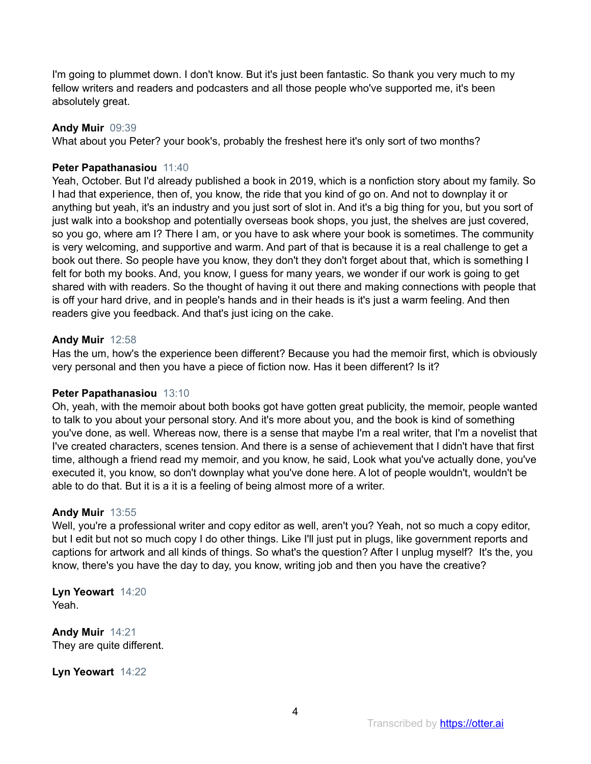I'm going to plummet down. I don't know. But it's just been fantastic. So thank you very much to my fellow writers and readers and podcasters and all those people who've supported me, it's been absolutely great.

**Andy Muir** 09:39
What about you Peter? your book's, probably the freshest here it's only sort of two months?

**Peter Papathanasiou** 11:40
Yeah, October. But I'd already published a book in 2019, which is a nonfiction story about my family. So I had that experience, then of, you know, the ride that you kind of go on. And not to downplay it or anything but yeah, it's an industry and you just sort of slot in. And it's a big thing for you, but you sort of just walk into a bookshop and potentially overseas book shops, you just, the shelves are just covered, so you go, where am I? There I am, or you have to ask where your book is sometimes. The community is very welcoming, and supportive and warm. And part of that is because it is a real challenge to get a book out there. So people have you know, they don't they don't forget about that, which is something I felt for both my books. And, you know, I guess for many years, we wonder if our work is going to get shared with with readers. So the thought of having it out there and making connections with people that is off your hard drive, and in people's hands and in their heads is it's just a warm feeling. And then readers give you feedback. And that's just icing on the cake.

**Andy Muir** 12:58
Has the um, how's the experience been different? Because you had the memoir first, which is obviously very personal and then you have a piece of fiction now. Has it been different? Is it?

**Peter Papathanasiou** 13:10
Oh, yeah, with the memoir about both books got have gotten great publicity, the memoir, people wanted to talk to you about your personal story. And it's more about you, and the book is kind of something you've done, as well. Whereas now, there is a sense that maybe I'm a real writer, that I'm a novelist that I've created characters, scenes tension. And there is a sense of achievement that I didn't have that first time, although a friend read my memoir, and you know, he said, Look what you've actually done, you've executed it, you know, so don't downplay what you've done here. A lot of people wouldn't, wouldn't be able to do that. But it is a it is a feeling of being almost more of a writer.

**Andy Muir** 13:55
Well, you're a professional writer and copy editor as well, aren't you? Yeah, not so much a copy editor, but I edit but not so much copy I do other things. Like I'll just put in plugs, like government reports and captions for artwork and all kinds of things. So what's the question? After I unplug myself? It's the, you know, there's you have the day to day, you know, writing job and then you have the creative?

**Lyn Yeowart** 14:20
Yeah.

**Andy Muir** 14:21
They are quite different.

**Lyn Yeowart** 14:22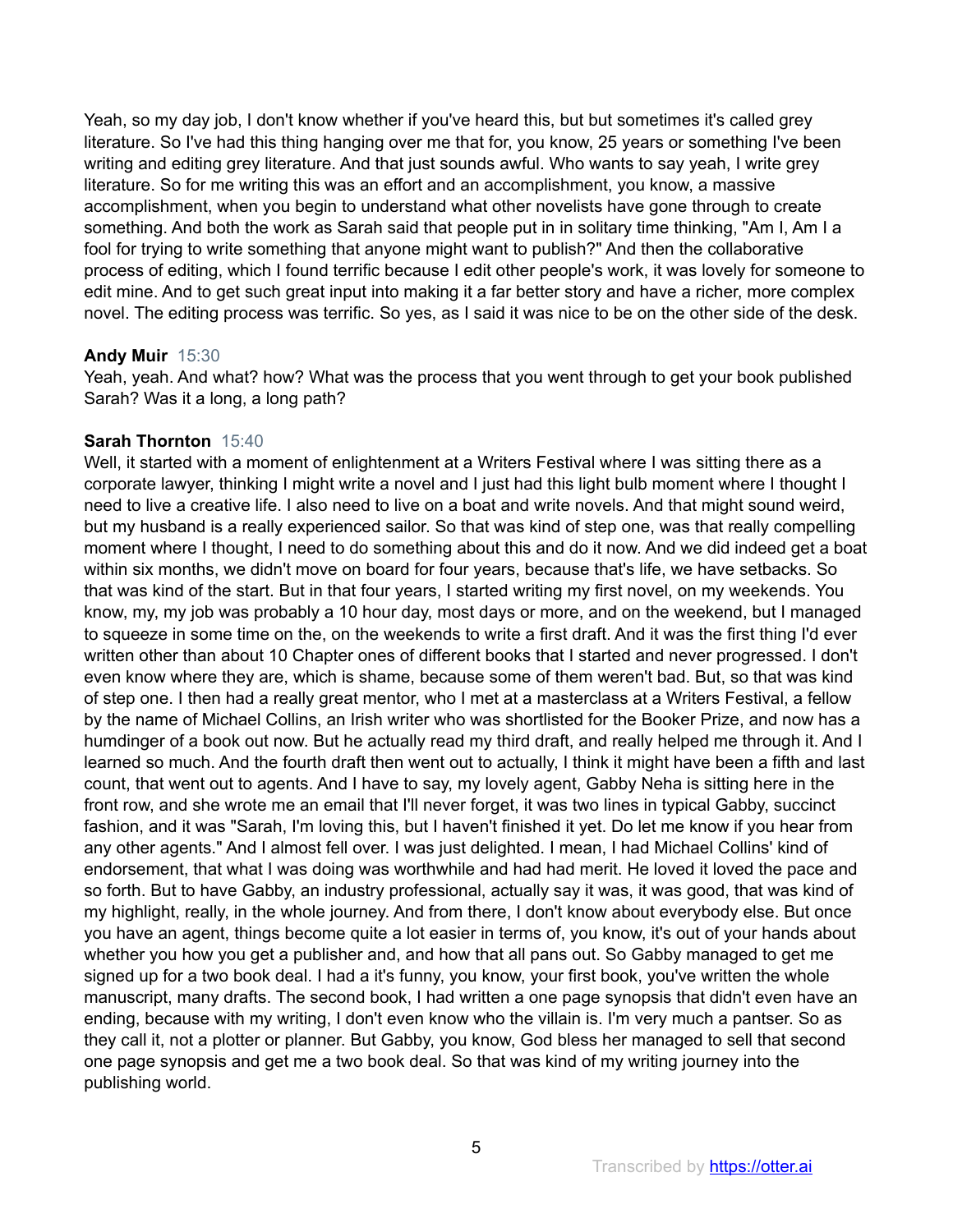Yeah, so my day job, I don't know whether if you've heard this, but but sometimes it's called grey literature. So I've had this thing hanging over me that for, you know, 25 years or something I've been writing and editing grey literature. And that just sounds awful. Who wants to say yeah, I write grey literature. So for me writing this was an effort and an accomplishment, you know, a massive accomplishment, when you begin to understand what other novelists have gone through to create something. And both the work as Sarah said that people put in in solitary time thinking, "Am I, Am I a fool for trying to write something that anyone might want to publish?" And then the collaborative process of editing, which I found terrific because I edit other people's work, it was lovely for someone to edit mine. And to get such great input into making it a far better story and have a richer, more complex novel. The editing process was terrific. So yes, as I said it was nice to be on the other side of the desk.

**Andy Muir** 15:30
Yeah, yeah. And what? how? What was the process that you went through to get your book published Sarah? Was it a long, a long path?

**Sarah Thornton** 15:40
Well, it started with a moment of enlightenment at a Writers Festival where I was sitting there as a corporate lawyer, thinking I might write a novel and I just had this light bulb moment where I thought I need to live a creative life. I also need to live on a boat and write novels. And that might sound weird, but my husband is a really experienced sailor. So that was kind of step one, was that really compelling moment where I thought, I need to do something about this and do it now. And we did indeed get a boat within six months, we didn't move on board for four years, because that's life, we have setbacks. So that was kind of the start. But in that four years, I started writing my first novel, on my weekends. You know, my, my job was probably a 10 hour day, most days or more, and on the weekend, but I managed to squeeze in some time on the, on the weekends to write a first draft. And it was the first thing I'd ever written other than about 10 Chapter ones of different books that I started and never progressed. I don't even know where they are, which is shame, because some of them weren't bad. But, so that was kind of step one. I then had a really great mentor, who I met at a masterclass at a Writers Festival, a fellow by the name of Michael Collins, an Irish writer who was shortlisted for the Booker Prize, and now has a humdinger of a book out now. But he actually read my third draft, and really helped me through it. And I learned so much. And the fourth draft then went out to actually, I think it might have been a fifth and last count, that went out to agents. And I have to say, my lovely agent, Gabby Neha is sitting here in the front row, and she wrote me an email that I'll never forget, it was two lines in typical Gabby, succinct fashion, and it was "Sarah, I'm loving this, but I haven't finished it yet. Do let me know if you hear from any other agents." And I almost fell over. I was just delighted. I mean, I had Michael Collins' kind of endorsement, that what I was doing was worthwhile and had had merit. He loved it loved the pace and so forth. But to have Gabby, an industry professional, actually say it was, it was good, that was kind of my highlight, really, in the whole journey. And from there, I don't know about everybody else. But once you have an agent, things become quite a lot easier in terms of, you know, it's out of your hands about whether you how you get a publisher and, and how that all pans out. So Gabby managed to get me signed up for a two book deal. I had a it's funny, you know, your first book, you've written the whole manuscript, many drafts. The second book, I had written a one page synopsis that didn't even have an ending, because with my writing, I don't even know who the villain is. I'm very much a pantser. So as they call it, not a plotter or planner. But Gabby, you know, God bless her managed to sell that second one page synopsis and get me a two book deal. So that was kind of my writing journey into the publishing world.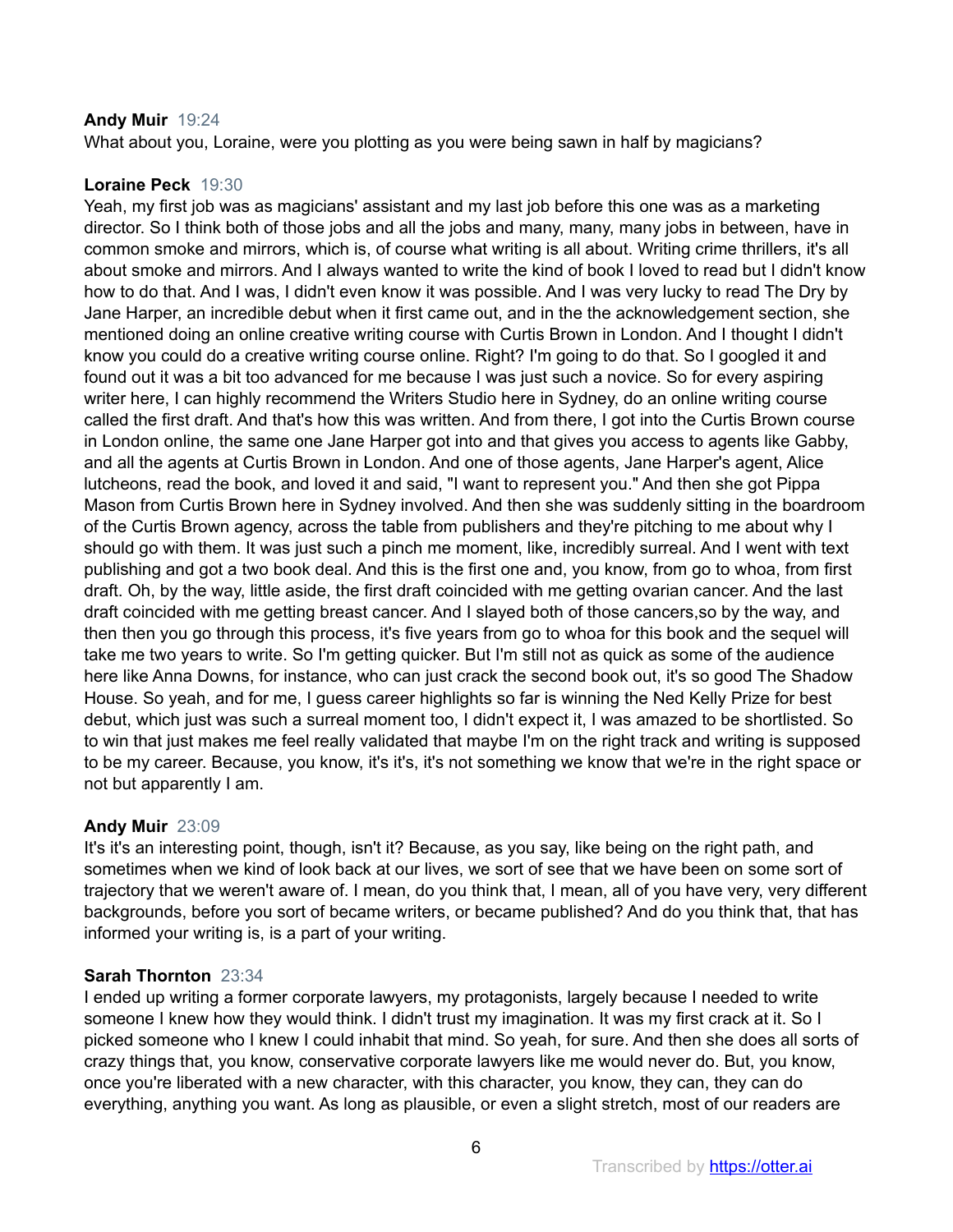**Andy Muir** 19:24
What about you, Loraine, were you plotting as you were being sawn in half by magicians?

**Loraine Peck** 19:30
Yeah, my first job was as magicians' assistant and my last job before this one was as a marketing director. So I think both of those jobs and all the jobs and many, many, many jobs in between, have in common smoke and mirrors, which is, of course what writing is all about. Writing crime thrillers, it's all about smoke and mirrors. And I always wanted to write the kind of book I loved to read but I didn't know how to do that. And I was, I didn't even know it was possible. And I was very lucky to read The Dry by Jane Harper, an incredible debut when it first came out, and in the the acknowledgement section, she mentioned doing an online creative writing course with Curtis Brown in London. And I thought I didn't know you could do a creative writing course online. Right? I'm going to do that. So I googled it and found out it was a bit too advanced for me because I was just such a novice. So for every aspiring writer here, I can highly recommend the Writers Studio here in Sydney, do an online writing course called the first draft. And that's how this was written. And from there, I got into the Curtis Brown course in London online, the same one Jane Harper got into and that gives you access to agents like Gabby, and all the agents at Curtis Brown in London. And one of those agents, Jane Harper's agent, Alice lutcheons, read the book, and loved it and said, "I want to represent you." And then she got Pippa Mason from Curtis Brown here in Sydney involved. And then she was suddenly sitting in the boardroom of the Curtis Brown agency, across the table from publishers and they're pitching to me about why I should go with them. It was just such a pinch me moment, like, incredibly surreal. And I went with text publishing and got a two book deal. And this is the first one and, you know, from go to whoa, from first draft. Oh, by the way, little aside, the first draft coincided with me getting ovarian cancer. And the last draft coincided with me getting breast cancer. And I slayed both of those cancers,so by the way, and then then you go through this process, it's five years from go to whoa for this book and the sequel will take me two years to write. So I'm getting quicker. But I'm still not as quick as some of the audience here like Anna Downs, for instance, who can just crack the second book out, it's so good The Shadow House. So yeah, and for me, I guess career highlights so far is winning the Ned Kelly Prize for best debut, which just was such a surreal moment too, I didn't expect it, I was amazed to be shortlisted. So to win that just makes me feel really validated that maybe I'm on the right track and writing is supposed to be my career. Because, you know, it's it's, it's not something we know that we're in the right space or not but apparently I am.

**Andy Muir** 23:09
It's it's an interesting point, though, isn't it? Because, as you say, like being on the right path, and sometimes when we kind of look back at our lives, we sort of see that we have been on some sort of trajectory that we weren't aware of. I mean, do you think that, I mean, all of you have very, very different backgrounds, before you sort of became writers, or became published? And do you think that, that has informed your writing is, is a part of your writing.

**Sarah Thornton** 23:34
I ended up writing a former corporate lawyers, my protagonists, largely because I needed to write someone I knew how they would think. I didn't trust my imagination. It was my first crack at it. So I picked someone who I knew I could inhabit that mind. So yeah, for sure. And then she does all sorts of crazy things that, you know, conservative corporate lawyers like me would never do. But, you know, once you're liberated with a new character, with this character, you know, they can, they can do everything, anything you want. As long as plausible, or even a slight stretch, most of our readers are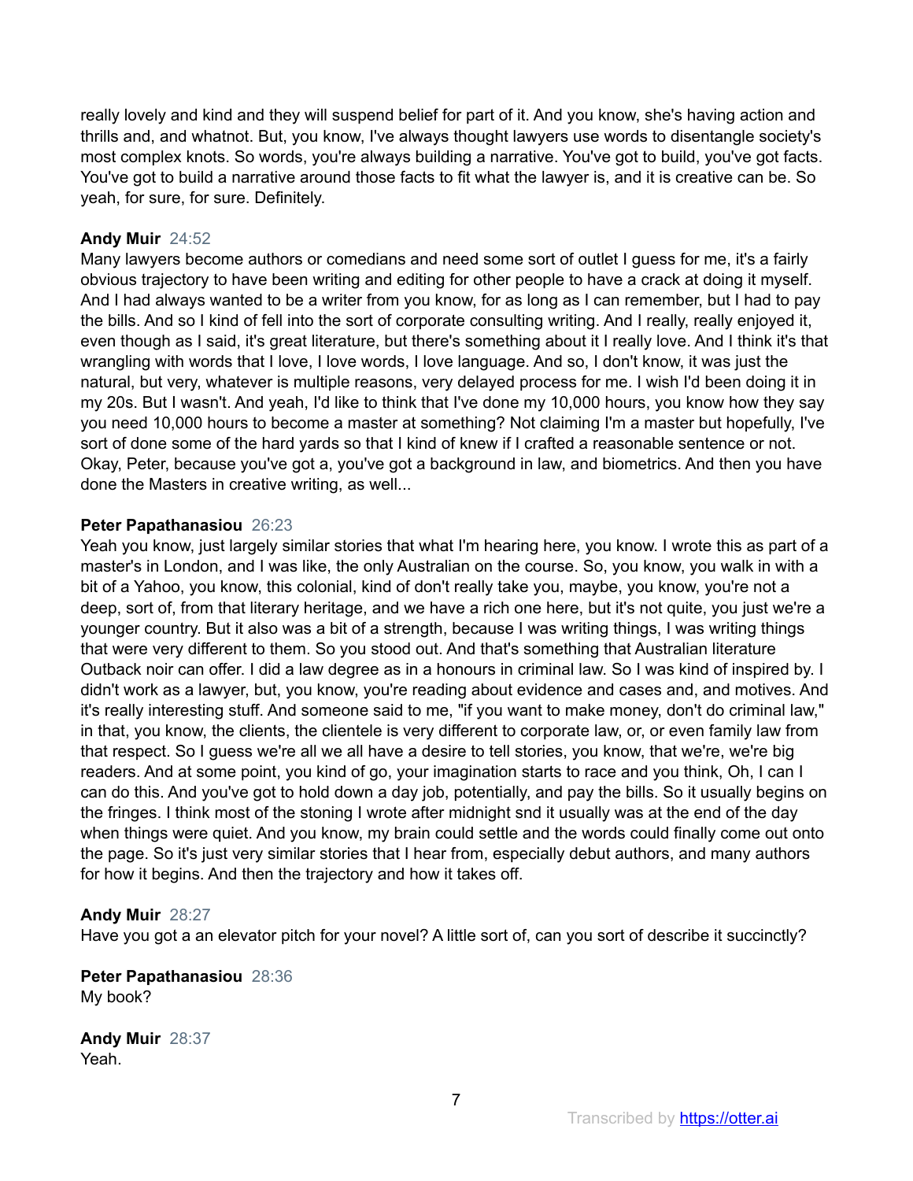really lovely and kind and they will suspend belief for part of it. And you know, she's having action and thrills and, and whatnot. But, you know, I've always thought lawyers use words to disentangle society's most complex knots. So words, you're always building a narrative. You've got to build, you've got facts. You've got to build a narrative around those facts to fit what the lawyer is, and it is creative can be. So yeah, for sure, for sure. Definitely.

**Andy Muir** 24:52
Many lawyers become authors or comedians and need some sort of outlet I guess for me, it's a fairly obvious trajectory to have been writing and editing for other people to have a crack at doing it myself. And I had always wanted to be a writer from you know, for as long as I can remember, but I had to pay the bills. And so I kind of fell into the sort of corporate consulting writing. And I really, really enjoyed it, even though as I said, it's great literature, but there's something about it I really love. And I think it's that wrangling with words that I love, I love words, I love language. And so, I don't know, it was just the natural, but very, whatever is multiple reasons, very delayed process for me. I wish I'd been doing it in my 20s. But I wasn't. And yeah, I'd like to think that I've done my 10,000 hours, you know how they say you need 10,000 hours to become a master at something? Not claiming I'm a master but hopefully, I've sort of done some of the hard yards so that I kind of knew if I crafted a reasonable sentence or not. Okay, Peter, because you've got a, you've got a background in law, and biometrics. And then you have done the Masters in creative writing, as well...

**Peter Papathanasiou** 26:23
Yeah you know, just largely similar stories that what I'm hearing here, you know. I wrote this as part of a master's in London, and I was like, the only Australian on the course. So, you know, you walk in with a bit of a Yahoo, you know, this colonial, kind of don't really take you, maybe, you know, you're not a deep, sort of, from that literary heritage, and we have a rich one here, but it's not quite, you just we're a younger country. But it also was a bit of a strength, because I was writing things, I was writing things that were very different to them. So you stood out. And that's something that Australian literature Outback noir can offer. I did a law degree as in a honours in criminal law. So I was kind of inspired by. I didn't work as a lawyer, but, you know, you're reading about evidence and cases and, and motives. And it's really interesting stuff. And someone said to me, "if you want to make money, don't do criminal law," in that, you know, the clients, the clientele is very different to corporate law, or, or even family law from that respect. So I guess we're all we all have a desire to tell stories, you know, that we're, we're big readers. And at some point, you kind of go, your imagination starts to race and you think, Oh, I can I can do this. And you've got to hold down a day job, potentially, and pay the bills. So it usually begins on the fringes. I think most of the stoning I wrote after midnight snd it usually was at the end of the day when things were quiet. And you know, my brain could settle and the words could finally come out onto the page. So it's just very similar stories that I hear from, especially debut authors, and many authors for how it begins. And then the trajectory and how it takes off.

**Andy Muir** 28:27
Have you got a an elevator pitch for your novel? A little sort of, can you sort of describe it succinctly?

**Peter Papathanasiou** 28:36
My book?

**Andy Muir** 28:37
Yeah.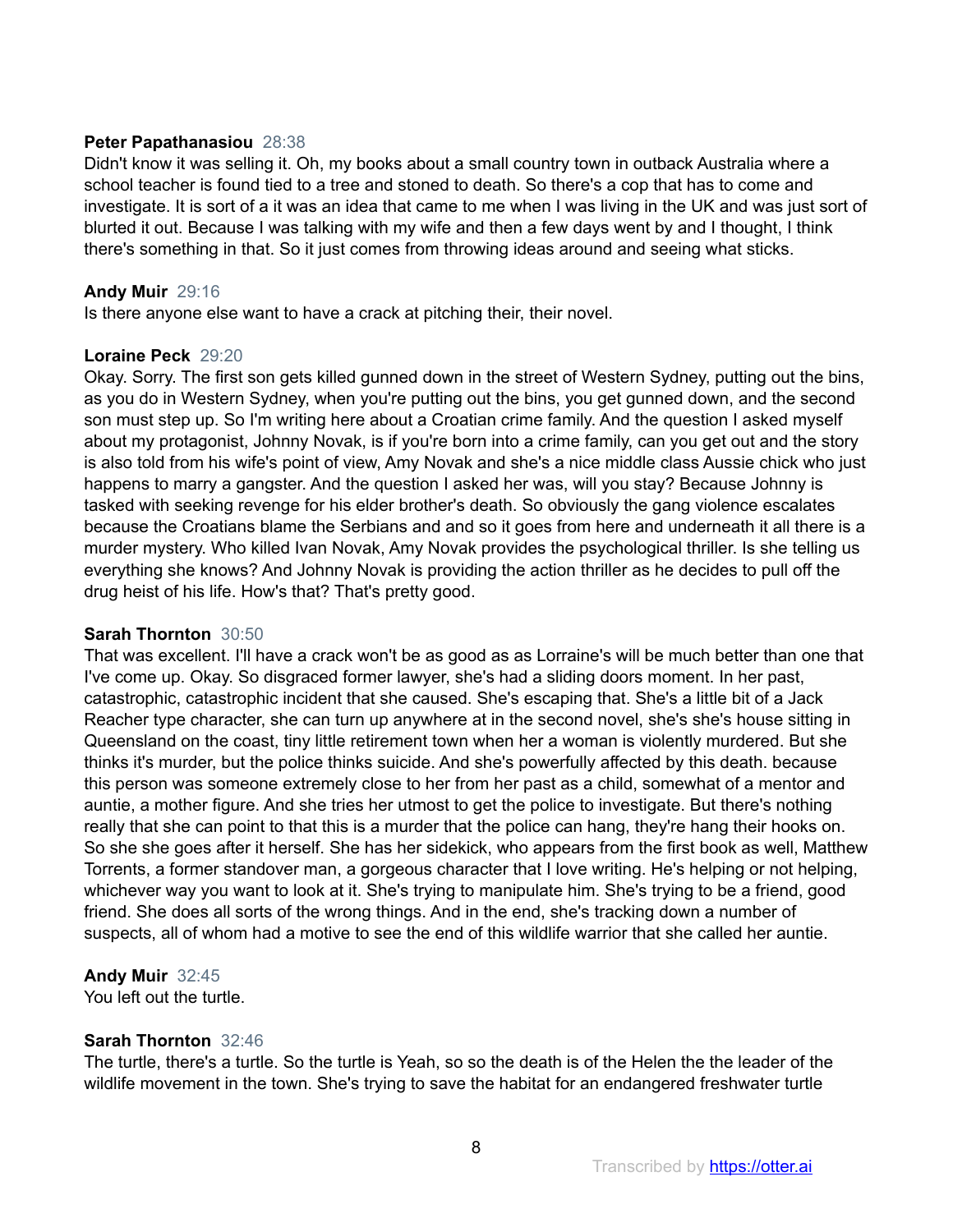**Peter Papathanasiou** 28:38
Didn't know it was selling it. Oh, my books about a small country town in outback Australia where a school teacher is found tied to a tree and stoned to death. So there's a cop that has to come and investigate. It is sort of a it was an idea that came to me when I was living in the UK and was just sort of blurted it out. Because I was talking with my wife and then a few days went by and I thought, I think there's something in that. So it just comes from throwing ideas around and seeing what sticks.

**Andy Muir** 29:16
Is there anyone else want to have a crack at pitching their, their novel.

**Loraine Peck** 29:20
Okay. Sorry. The first son gets killed gunned down in the street of Western Sydney, putting out the bins, as you do in Western Sydney, when you're putting out the bins, you get gunned down, and the second son must step up. So I'm writing here about a Croatian crime family. And the question I asked myself about my protagonist, Johnny Novak, is if you're born into a crime family, can you get out and the story is also told from his wife's point of view, Amy Novak and she's a nice middle class Aussie chick who just happens to marry a gangster. And the question I asked her was, will you stay? Because Johnny is tasked with seeking revenge for his elder brother's death. So obviously the gang violence escalates because the Croatians blame the Serbians and and so it goes from here and underneath it all there is a murder mystery. Who killed Ivan Novak, Amy Novak provides the psychological thriller. Is she telling us everything she knows? And Johnny Novak is providing the action thriller as he decides to pull off the drug heist of his life. How's that? That's pretty good.

**Sarah Thornton** 30:50
That was excellent. I'll have a crack won't be as good as as Lorraine's will be much better than one that I've come up. Okay. So disgraced former lawyer, she's had a sliding doors moment. In her past, catastrophic, catastrophic incident that she caused. She's escaping that. She's a little bit of a Jack Reacher type character, she can turn up anywhere at in the second novel, she's she's house sitting in Queensland on the coast, tiny little retirement town when her a woman is violently murdered. But she thinks it's murder, but the police thinks suicide. And she's powerfully affected by this death. because this person was someone extremely close to her from her past as a child, somewhat of a mentor and auntie, a mother figure. And she tries her utmost to get the police to investigate. But there's nothing really that she can point to that this is a murder that the police can hang, they're hang their hooks on. So she she goes after it herself. She has her sidekick, who appears from the first book as well, Matthew Torrents, a former standover man, a gorgeous character that I love writing. He's helping or not helping, whichever way you want to look at it. She's trying to manipulate him. She's trying to be a friend, good friend. She does all sorts of the wrong things. And in the end, she's tracking down a number of suspects, all of whom had a motive to see the end of this wildlife warrior that she called her auntie.

**Andy Muir** 32:45
You left out the turtle.

**Sarah Thornton** 32:46
The turtle, there's a turtle. So the turtle is Yeah, so so the death is of the Helen the the leader of the wildlife movement in the town. She's trying to save the habitat for an endangered freshwater turtle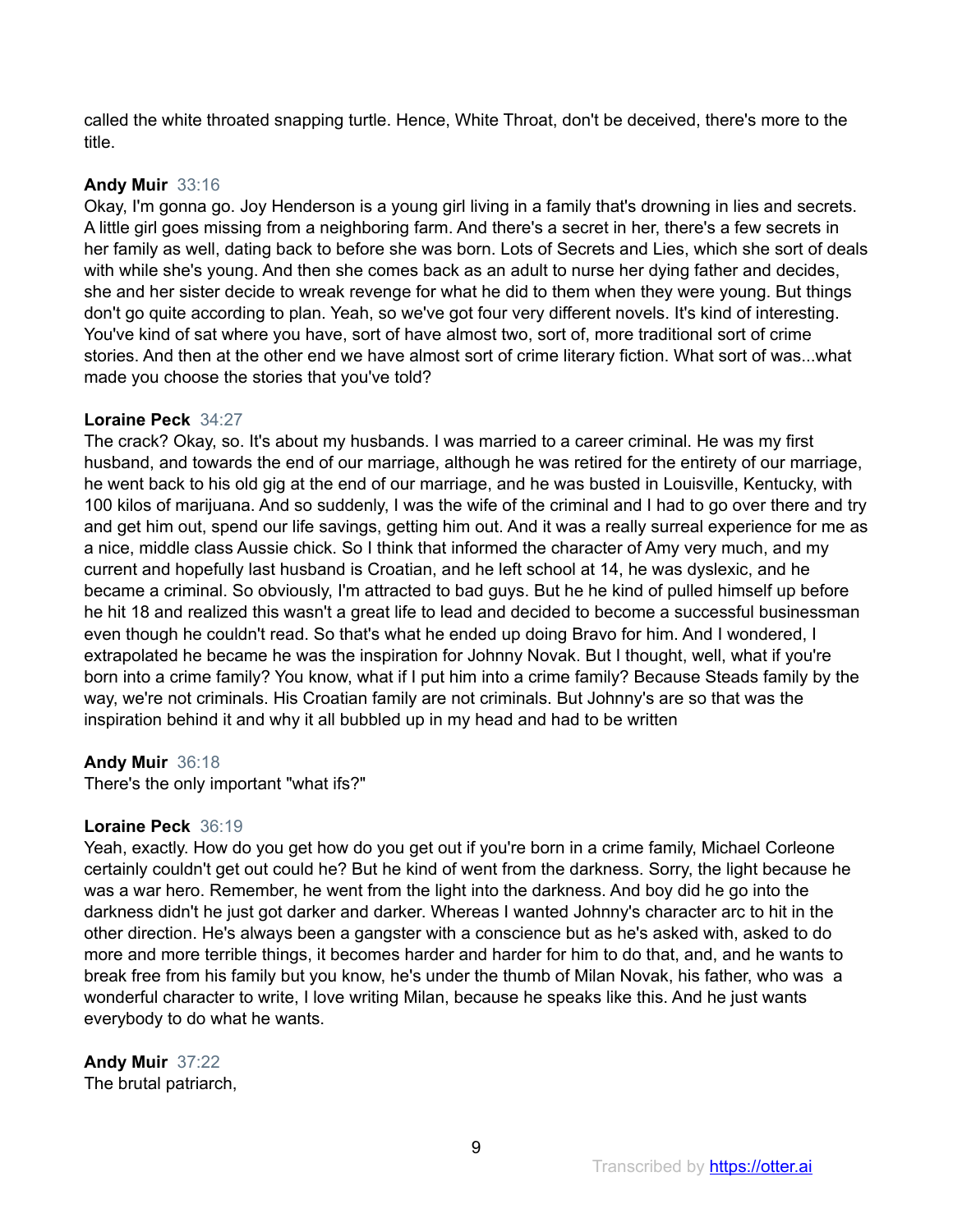called the white throated snapping turtle. Hence, White Throat, don't be deceived, there's more to the title.

**Andy Muir** 33:16
Okay, I'm gonna go. Joy Henderson is a young girl living in a family that's drowning in lies and secrets. A little girl goes missing from a neighboring farm. And there's a secret in her, there's a few secrets in her family as well, dating back to before she was born. Lots of Secrets and Lies, which she sort of deals with while she's young. And then she comes back as an adult to nurse her dying father and decides, she and her sister decide to wreak revenge for what he did to them when they were young. But things don't go quite according to plan. Yeah, so we've got four very different novels. It's kind of interesting. You've kind of sat where you have, sort of have almost two, sort of, more traditional sort of crime stories. And then at the other end we have almost sort of crime literary fiction. What sort of was...what made you choose the stories that you've told?

**Loraine Peck** 34:27
The crack? Okay, so. It's about my husbands. I was married to a career criminal. He was my first husband, and towards the end of our marriage, although he was retired for the entirety of our marriage, he went back to his old gig at the end of our marriage, and he was busted in Louisville, Kentucky, with 100 kilos of marijuana. And so suddenly, I was the wife of the criminal and I had to go over there and try and get him out, spend our life savings, getting him out. And it was a really surreal experience for me as a nice, middle class Aussie chick. So I think that informed the character of Amy very much, and my current and hopefully last husband is Croatian, and he left school at 14, he was dyslexic, and he became a criminal. So obviously, I'm attracted to bad guys. But he he kind of pulled himself up before he hit 18 and realized this wasn't a great life to lead and decided to become a successful businessman even though he couldn't read. So that's what he ended up doing Bravo for him. And I wondered, I extrapolated he became he was the inspiration for Johnny Novak. But I thought, well, what if you're born into a crime family? You know, what if I put him into a crime family? Because Steads family by the way, we're not criminals. His Croatian family are not criminals. But Johnny's are so that was the inspiration behind it and why it all bubbled up in my head and had to be written

**Andy Muir** 36:18
There's the only important "what ifs?"

**Loraine Peck** 36:19
Yeah, exactly. How do you get how do you get out if you're born in a crime family, Michael Corleone certainly couldn't get out could he? But he kind of went from the darkness. Sorry, the light because he was a war hero. Remember, he went from the light into the darkness. And boy did he go into the darkness didn't he just got darker and darker. Whereas I wanted Johnny's character arc to hit in the other direction. He's always been a gangster with a conscience but as he's asked with, asked to do more and more terrible things, it becomes harder and harder for him to do that, and, and he wants to break free from his family but you know, he's under the thumb of Milan Novak, his father, who was a wonderful character to write, I love writing Milan, because he speaks like this. And he just wants everybody to do what he wants.

**Andy Muir** 37:22
The brutal patriarch,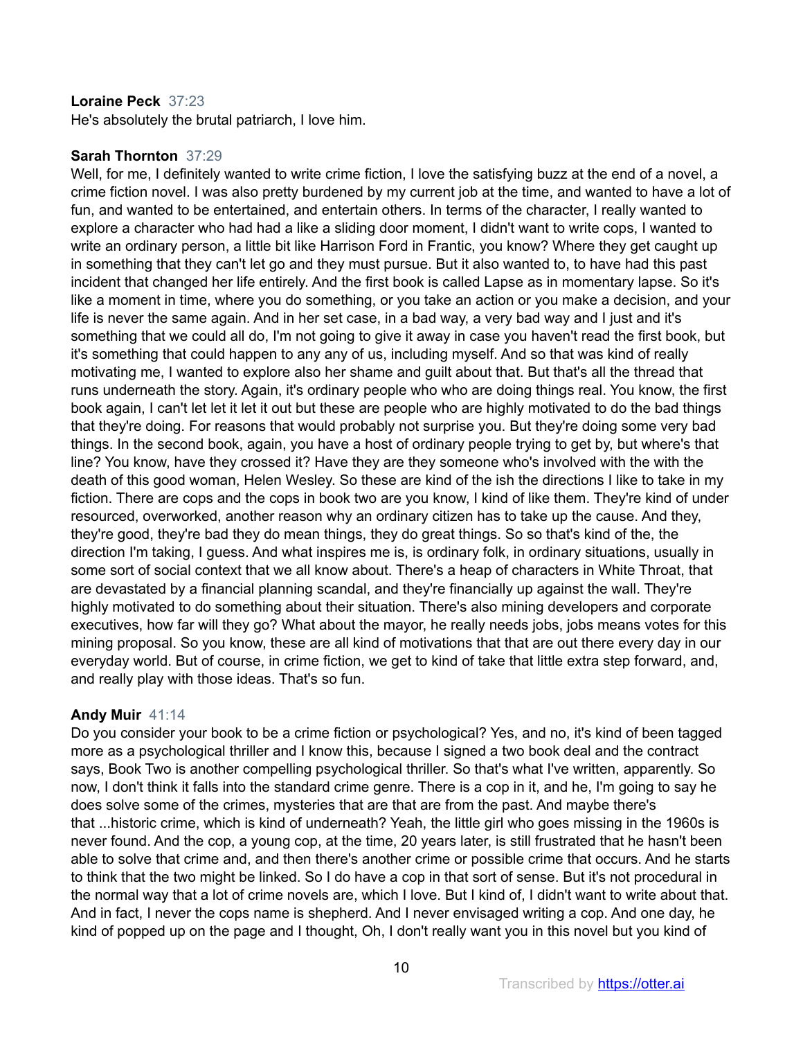**Loraine Peck** 37:23
He's absolutely the brutal patriarch, I love him.

**Sarah Thornton** 37:29
Well, for me, I definitely wanted to write crime fiction, I love the satisfying buzz at the end of a novel, a crime fiction novel. I was also pretty burdened by my current job at the time, and wanted to have a lot of fun, and wanted to be entertained, and entertain others. In terms of the character, I really wanted to explore a character who had had a like a sliding door moment, I didn't want to write cops, I wanted to write an ordinary person, a little bit like Harrison Ford in Frantic, you know? Where they get caught up in something that they can't let go and they must pursue. But it also wanted to, to have had this past incident that changed her life entirely. And the first book is called Lapse as in momentary lapse. So it's like a moment in time, where you do something, or you take an action or you make a decision, and your life is never the same again. And in her set case, in a bad way, a very bad way and I just and it's something that we could all do, I'm not going to give it away in case you haven't read the first book, but it's something that could happen to any any of us, including myself. And so that was kind of of really motivating me, I wanted to explore also her shame and guilt about that. But that's all the thread that runs underneath the story. Again, it's ordinary people who who are doing things real. You know, the first book again, I can't let let it let it out but these are people who are highly motivated to do the bad things that they're doing. For reasons that would probably not surprise you. But they're doing some very bad things. In the second book, again, you have a host of ordinary people trying to get by, but where's that line? You know, have they crossed it? Have they are they someone who's involved with the with the death of this good woman, Helen Wesley. So these are kind of the ish the directions I like to take in my fiction. There are cops and the cops in book two are you know, I kind of like them. They're kind of under resourced, overworked, another reason why an ordinary citizen has to take up the cause. And they, they're good, they're bad they do mean things, they do great things. So so that's kind of the, the direction I'm taking, I guess. And what inspires me is, is ordinary folk, in ordinary situations, usually in some sort of social context that we all know about. There's a heap of characters in White Throat, that are devastated by a financial planning scandal, and they're financially up against the wall. They're highly motivated to do something about their situation. There's also mining developers and corporate executives, how far will they go? What about the mayor, he really needs jobs, jobs means votes for this mining proposal. So you know, these are all kind of motivations that that are out there every day in our everyday world. But of course, in crime fiction, we get to kind of take that little extra step forward, and, and really play with those ideas. That's so fun.

**Andy Muir** 41:14
Do you consider your book to be a crime fiction or psychological? Yes, and no, it's kind of been tagged more as a psychological thriller and I know this, because I signed a two book deal and the contract says, Book Two is another compelling psychological thriller. So that's what I've written, apparently. So now, I don't think it falls into the standard crime genre. There is a cop in it, and he, I'm going to say he does solve some of the crimes, mysteries that are that are from the past. And maybe there's that ...historic crime, which is kind of underneath? Yeah, the little girl who goes missing in the 1960s is never found. And the cop, a young cop, at the time, 20 years later, is still frustrated that he hasn't been able to solve that crime and, and then there's another crime or possible crime that occurs. And he starts to think that the two might be linked. So I do have a cop in that sort of sense. But it's not procedural in the normal way that a lot of crime novels are, which I love. But I kind of, I didn't want to write about that. And in fact, I never the cops name is shepherd. And I never envisaged writing a cop. And one day, he kind of popped up on the page and I thought, Oh, I don't really want you in this novel but you kind of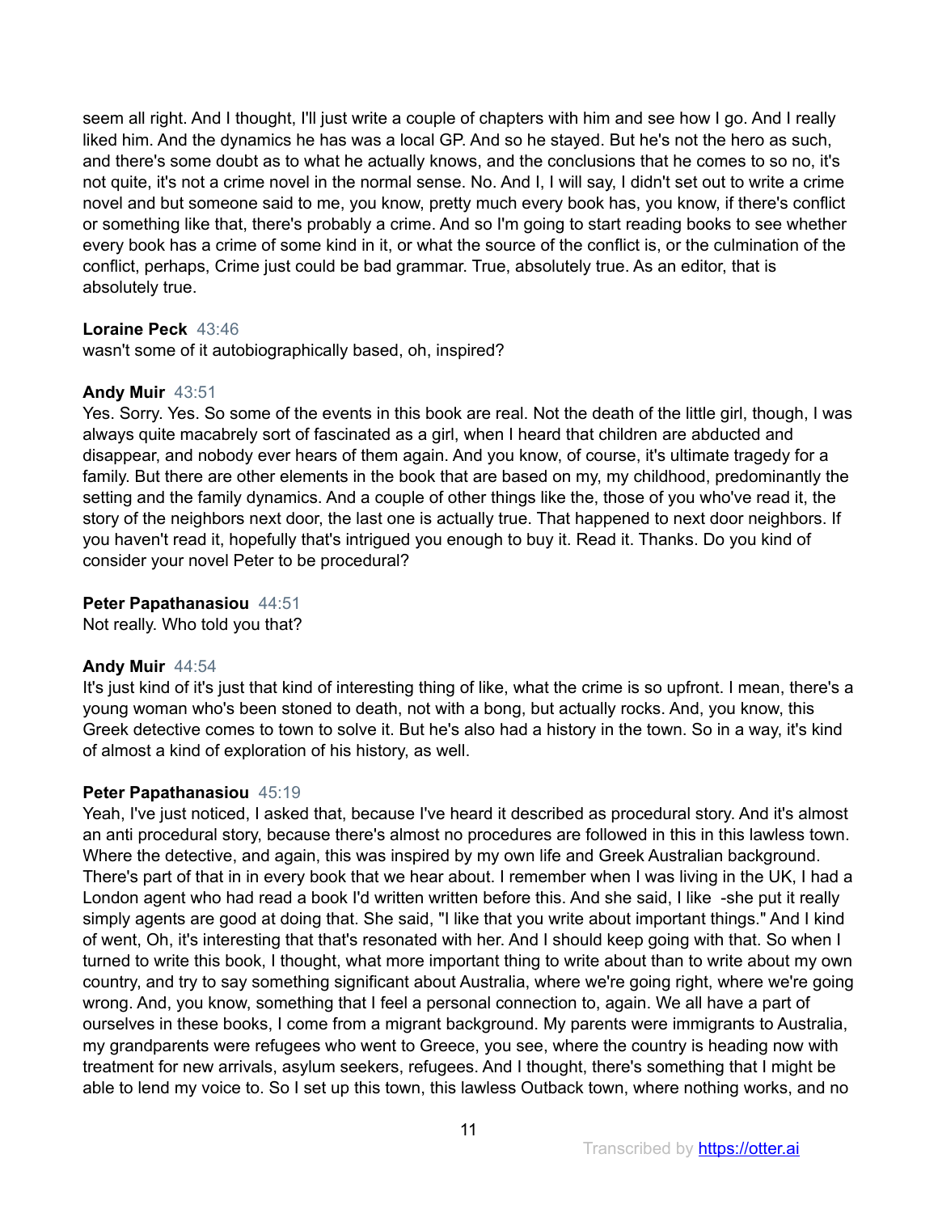seem all right. And I thought, I'll just write a couple of chapters with him and see how I go. And I really liked him. And the dynamics he has was a local GP. And so he stayed. But he's not the hero as such, and there's some doubt as to what he actually knows, and the conclusions that he comes to so no, it's not quite, it's not a crime novel in the normal sense. No. And I, I will say, I didn't set out to write a crime novel and but someone said to me, you know, pretty much every book has, you know, if there's conflict or something like that, there's probably a crime. And so I'm going to start reading books to see whether every book has a crime of some kind in it, or what the source of the conflict is, or the culmination of the conflict, perhaps, Crime just could be bad grammar. True, absolutely true. As an editor, that is absolutely true.

**Loraine Peck** 43:46
wasn't some of it autobiographically based, oh, inspired?

**Andy Muir** 43:51
Yes. Sorry. Yes. So some of the events in this book are real. Not the death of the little girl, though, I was always quite macabrely sort of fascinated as a girl, when I heard that children are abducted and disappear, and nobody ever hears of them again. And you know, of course, it's ultimate tragedy for a family. But there are other elements in the book that are based on my, my childhood, predominantly the setting and the family dynamics. And a couple of other things like the, those of you who've read it, the story of the neighbors next door, the last one is actually true. That happened to next door neighbors. If you haven't read it, hopefully that's intrigued you enough to buy it. Read it. Thanks. Do you kind of consider your novel Peter to be procedural?

**Peter Papathanasiou** 44:51
Not really. Who told you that?

**Andy Muir** 44:54
It's just kind of it's just that kind of interesting thing of like, what the crime is so upfront. I mean, there's a young woman who's been stoned to death, not with a bong, but actually rocks. And, you know, this Greek detective comes to town to solve it. But he's also had a history in the town. So in a way, it's kind of almost a kind of exploration of his history, as well.

**Peter Papathanasiou** 45:19
Yeah, I've just noticed, I asked that, because I've heard it described as procedural story. And it's almost an anti procedural story, because there's almost no procedures are followed in this in this lawless town. Where the detective, and again, this was inspired by my own life and Greek Australian background. There's part of that in in every book that we hear about. I remember when I was living in the UK, I had a London agent who had read a book I'd written written before this. And she said, I like -she put it really simply agents are good at doing that. She said, "I like that you write about important things." And I kind of went, Oh, it's interesting that that's resonated with her. And I should keep going with that. So when I turned to write this book, I thought, what more important thing to write about than to write about my own country, and try to say something significant about Australia, where we're going right, where we're going wrong. And, you know, something that I feel a personal connection to, again. We all have a part of ourselves in these books, I come from a migrant background. My parents were immigrants to Australia, my grandparents were refugees who went to Greece, you see, where the country is heading now with treatment for new arrivals, asylum seekers, refugees. And I thought, there's something that I might be able to lend my voice to. So I set up this town, this lawless Outback town, where nothing works, and no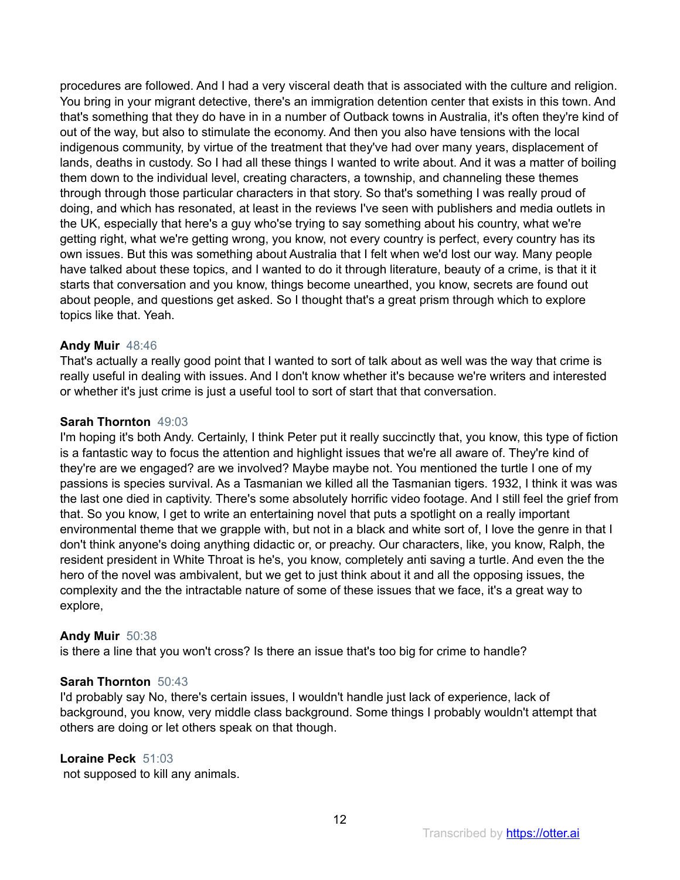procedures are followed. And I had a very visceral death that is associated with the culture and religion. You bring in your migrant detective, there's an immigration detention center that exists in this town. And that's something that they do have in in a number of Outback towns in Australia, it's often they're kind of out of the way, but also to stimulate the economy. And then you also have tensions with the local indigenous community, by virtue of the treatment that they've had over many years, displacement of lands, deaths in custody. So I had all these things I wanted to write about. And it was a matter of boiling them down to the individual level, creating characters, a township, and channeling these themes through through those particular characters in that story. So that's something I was really proud of doing, and which has resonated, at least in the reviews I've seen with publishers and media outlets in the UK, especially that here's a guy who'se trying to say something about his country, what we're getting right, what we're getting wrong, you know, not every country is perfect, every country has its own issues. But this was something about Australia that I felt when we'd lost our way. Many people have talked about these topics, and I wanted to do it through literature, beauty of a crime, is that it it starts that conversation and you know, things become unearthed, you know, secrets are found out about people, and questions get asked. So I thought that's a great prism through which to explore topics like that. Yeah.

**Andy Muir** 48:46
That's actually a really good point that I wanted to sort of talk about as well was the way that crime is really useful in dealing with issues. And I don't know whether it's because we're writers and interested or whether it's just crime is just a useful tool to sort of start that that conversation.

**Sarah Thornton** 49:03
I'm hoping it's both Andy. Certainly, I think Peter put it really succinctly that, you know, this type of fiction is a fantastic way to focus the attention and highlight issues that we're all aware of. They're kind of they're are we engaged? are we involved? Maybe maybe not. You mentioned the turtle I one of my passions is species survival. As a Tasmanian we killed all the Tasmanian tigers. 1932, I think it was was the last one died in captivity. There's some absolutely horrific video footage. And I still feel the grief from that. So you know, I get to write an entertaining novel that puts a spotlight on a really important environmental theme that we grapple with, but not in a black and white sort of, I love the genre in that I don't think anyone's doing anything didactic or, or preachy. Our characters, like, you know, Ralph, the resident president in White Throat is he's, you know, completely anti saving a turtle. And even the the hero of the novel was ambivalent, but we get to just think about it and all the opposing issues, the complexity and the the intractable nature of some of these issues that we face, it's a great way to explore,

**Andy Muir** 50:38
is there a line that you won't cross? Is there an issue that's too big for crime to handle?

**Sarah Thornton** 50:43
I'd probably say No, there's certain issues, I wouldn't handle just lack of experience, lack of background, you know, very middle class background. Some things I probably wouldn't attempt that others are doing or let others speak on that though.

**Loraine Peck** 51:03
not supposed to kill any animals.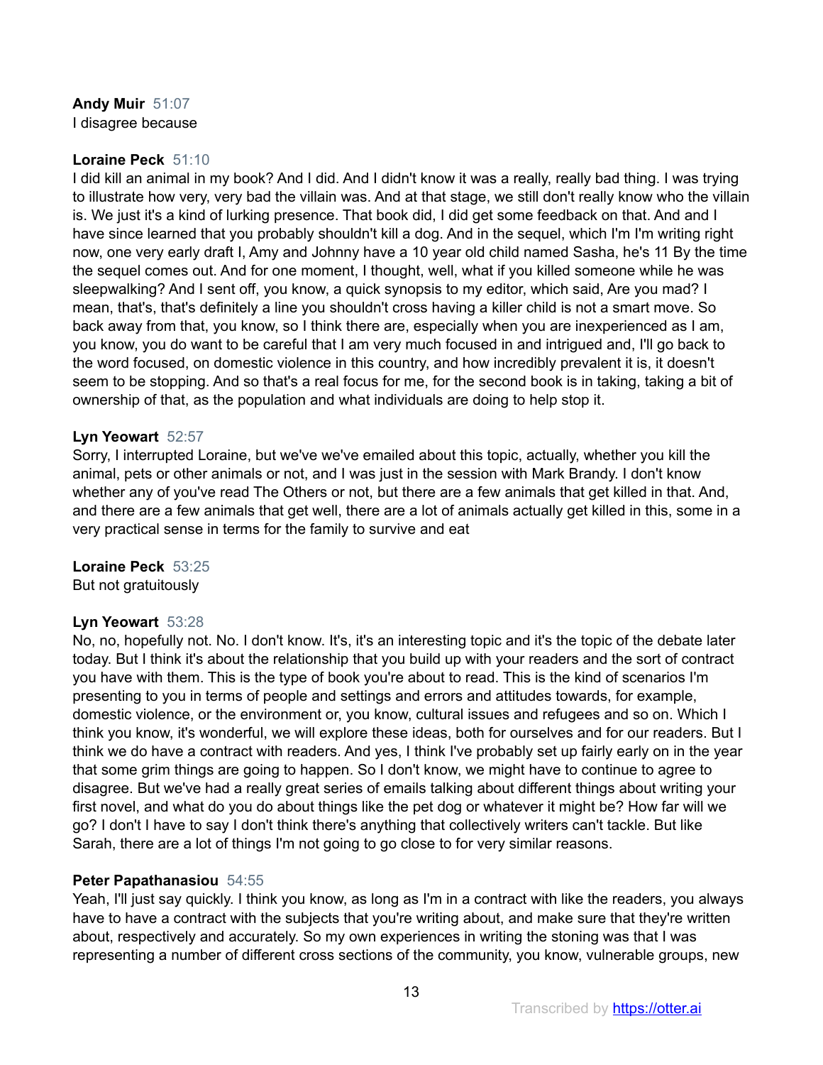**Andy Muir** 51:07
I disagree because

**Loraine Peck** 51:10
I did kill an animal in my book? And I did. And I didn't know it was a really, really bad thing. I was trying to illustrate how very, very bad the villain was. And at that stage, we still don't really know who the villain is. We just it's a kind of lurking presence. That book did, I did get some feedback on that. And and I have since learned that you probably shouldn't kill a dog. And in the sequel, which I'm I'm writing right now, one very early draft I, Amy and Johnny have a 10 year old child named Sasha, he's 11 By the time the sequel comes out. And for one moment, I thought, well, what if you killed someone while he was sleepwalking? And I sent off, you know, a quick synopsis to my editor, which said, Are you mad? I mean, that's, that's definitely a line you shouldn't cross having a killer child is not a smart move. So back away from that, you know, so I think there are, especially when you are inexperienced as I am, you know, you do want to be careful that I am very much focused in and intrigued and, I'll go back to the word focused, on domestic violence in this country, and how incredibly prevalent it is, it doesn't seem to be stopping. And so that's a real focus for me, for the second book is in taking, taking a bit of ownership of that, as the population and what individuals are doing to help stop it.

**Lyn Yeowart** 52:57
Sorry, I interrupted Loraine, but we've we've emailed about this topic, actually, whether you kill the animal, pets or other animals or not, and I was just in the session with Mark Brandy. I don't know whether any of you've read The Others or not, but there are a few animals that get killed in that. And, and there are a few animals that get well, there are a lot of animals actually get killed in this, some in a very practical sense in terms for the family to survive and eat

**Loraine Peck** 53:25
But not gratuitously

**Lyn Yeowart** 53:28
No, no, hopefully not. No. I don't know. It's, it's an interesting topic and it's the topic of the debate later today. But I think it's about the relationship that you build up with your readers and the sort of contract you have with them. This is the type of book you're about to read. This is the kind of scenarios I'm presenting to you in terms of people and settings and errors and attitudes towards, for example, domestic violence, or the environment or, you know, cultural issues and refugees and so on. Which I think you know, it's wonderful, we will explore these ideas, both for ourselves and for our readers. But I think we do have a contract with readers. And yes, I think I've probably set up fairly early on in the year that some grim things are going to happen. So I don't know, we might have to continue to agree to disagree. But we've had a really great series of emails talking about different things about writing your first novel, and what do you do about things like the pet dog or whatever it might be? How far will we go? I don't I have to say I don't think there's anything that collectively writers can't tackle. But like Sarah, there are a lot of things I'm not going to go close to for very similar reasons.

**Peter Papathanasiou** 54:55
Yeah, I'll just say quickly. I think you know, as long as I'm in a contract with like the readers, you always have to have a contract with the subjects that you're writing about, and make sure that they're written about, respectively and accurately. So my own experiences in writing the stoning was that I was representing a number of different cross sections of the community, you know, vulnerable groups, new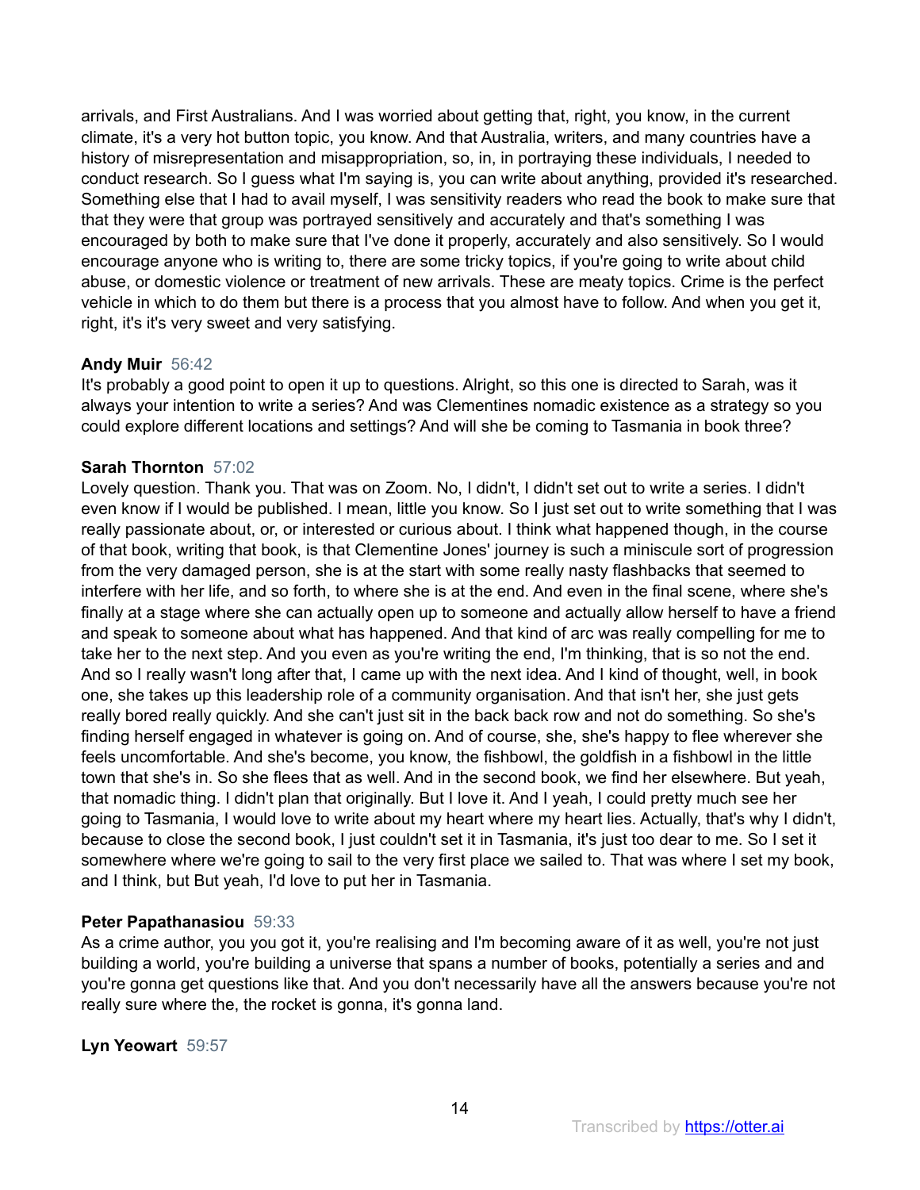arrivals, and First Australians. And I was worried about getting that, right, you know, in the current climate, it's a very hot button topic, you know. And that Australia, writers, and many countries have a history of misrepresentation and misappropriation, so, in, in portraying these individuals, I needed to conduct research. So I guess what I'm saying is, you can write about anything, provided it's researched. Something else that I had to avail myself, I was sensitivity readers who read the book to make sure that that they were that group was portrayed sensitively and accurately and that's something I was encouraged by both to make sure that I've done it properly, accurately and also sensitively. So I would encourage anyone who is writing to, there are some tricky topics, if you're going to write about child abuse, or domestic violence or treatment of new arrivals. These are meaty topics. Crime is the perfect vehicle in which to do them but there is a process that you almost have to follow. And when you get it, right, it's it's very sweet and very satisfying.

**Andy Muir** 56:42
It's probably a good point to open it up to questions. Alright, so this one is directed to Sarah, was it always your intention to write a series? And was Clementines nomadic existence as a strategy so you could explore different locations and settings? And will she be coming to Tasmania in book three?

**Sarah Thornton** 57:02
Lovely question. Thank you. That was on Zoom. No, I didn't, I didn't set out to write a series. I didn't even know if I would be published. I mean, little you know. So I just set out to write something that I was really passionate about, or, or interested or curious about. I think what happened though, in the course of that book, writing that book, is that Clementine Jones' journey is such a miniscule sort of progression from the very damaged person, she is at the start with some really nasty flashbacks that seemed to interfere with her life, and so forth, to where she is at the end. And even in the final scene, where she's finally at a stage where she can actually open up to someone and actually allow herself to have a friend and speak to someone about what has happened. And that kind of arc was really compelling for me to take her to the next step. And you even as you're writing the end, I'm thinking, that is so not the end. And so I really wasn't long after that, I came up with the next idea. And I kind of thought, well, in book one, she takes up this leadership role of a community organisation. And that isn't her, she just gets really bored really quickly. And she can't just sit in the back back row and not do something. So she's finding herself engaged in whatever is going on. And of course, she, she's happy to flee wherever she feels uncomfortable. And she's become, you know, the fishbowl, the goldfish in a fishbowl in the little town that she's in. So she flees that as well. And in the second book, we find her elsewhere. But yeah, that nomadic thing. I didn't plan that originally. But I love it. And I yeah, I could pretty much see her going to Tasmania, I would love to write about my heart where my heart lies. Actually, that's why I didn't, because to close the second book, I just couldn't set it in Tasmania, it's just too dear to me. So I set it somewhere where we're going to sail to the very first place we sailed to. That was where I set my book, and I think, but But yeah, I'd love to put her in Tasmania.

**Peter Papathanasiou** 59:33
As a crime author, you you got it, you're realising and I'm becoming aware of it as well, you're not just building a world, you're building a universe that spans a number of books, potentially a series and and you're gonna get questions like that. And you don't necessarily have all the answers because you're not really sure where the, the rocket is gonna, it's gonna land.

**Lyn Yeowart** 59:57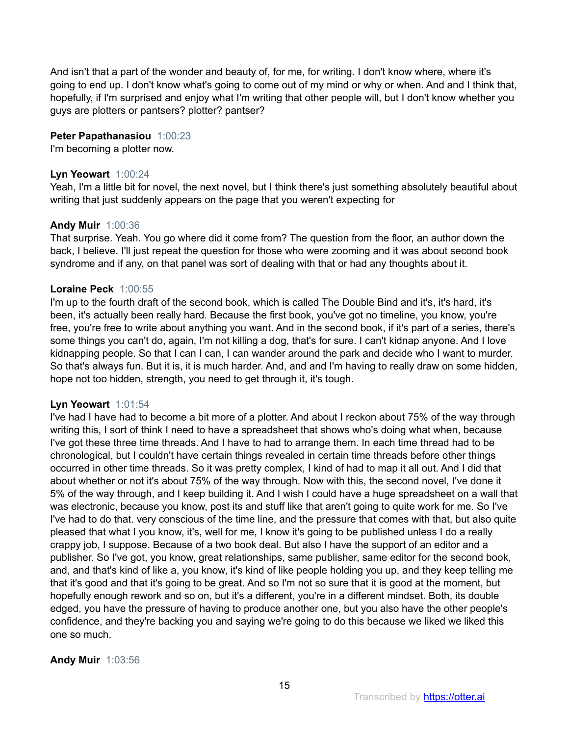And isn't that a part of the wonder and beauty of, for me, for writing. I don't know where, where it's going to end up. I don't know what's going to come out of my mind or why or when. And and I think that, hopefully, if I'm surprised and enjoy what I'm writing that other people will, but I don't know whether you guys are plotters or pantsers? plotter? pantser?

**Peter Papathanasiou** 1:00:23
I'm becoming a plotter now.

**Lyn Yeowart** 1:00:24
Yeah, I'm a little bit for novel, the next novel, but I think there's just something absolutely beautiful about writing that just suddenly appears on the page that you weren't expecting for

**Andy Muir** 1:00:36
That surprise. Yeah. You go where did it come from? The question from the floor, an author down the back, I believe. I'll just repeat the question for those who were zooming and it was about second book syndrome and if any, on that panel was sort of dealing with that or had any thoughts about it.

**Loraine Peck** 1:00:55
I'm up to the fourth draft of the second book, which is called The Double Bind and it's, it's hard, it's been, it's actually been really hard. Because the first book, you've got no timeline, you know, you're free, you're free to write about anything you want. And in the second book, if it's part of a series, there's some things you can't do, again, I'm not killing a dog, that's for sure. I can't kidnap anyone. And I love kidnapping people. So that I can I can, I can wander around the park and decide who I want to murder. So that's always fun. But it is, it is much harder. And, and and I'm having to really draw on some hidden, hope not too hidden, strength, you need to get through it, it's tough.

**Lyn Yeowart** 1:01:54
I've had I have had to become a bit more of a plotter. And about I reckon about 75% of the way through writing this, I sort of think I need to have a spreadsheet that shows who's doing what when, because I've got these three time threads. And I have to had to arrange them. In each time thread had to be chronological, but I couldn't have certain things revealed in certain time threads before other things occurred in other time threads. So it was pretty complex, I kind of had to map it all out. And I did that about whether or not it's about 75% of the way through. Now with this, the second novel, I've done it 5% of the way through, and I keep building it. And I wish I could have a huge spreadsheet on a wall that was electronic, because you know, post its and stuff like that aren't going to quite work for me. So I've I've had to do that. very conscious of the time line, and the pressure that comes with that, but also quite pleased that what I you know, it's, well for me, I know it's going to be published unless I do a really crappy job, I suppose. Because of a two book deal. But also I have the support of an editor and a publisher. So I've got, you know, great relationships, same publisher, same editor for the second book, and, and that's kind of like a, you know, it's kind of like people holding you up, and they keep telling me that it's good and that it's going to be great. And so I'm not so sure that it is good at the moment, but hopefully enough rework and so on, but it's a different, you're in a different mindset. Both, its double edged, you have the pressure of having to produce another one, but you also have the other people's confidence, and they're backing you and saying we're going to do this because we liked we liked this one so much.

**Andy Muir** 1:03:56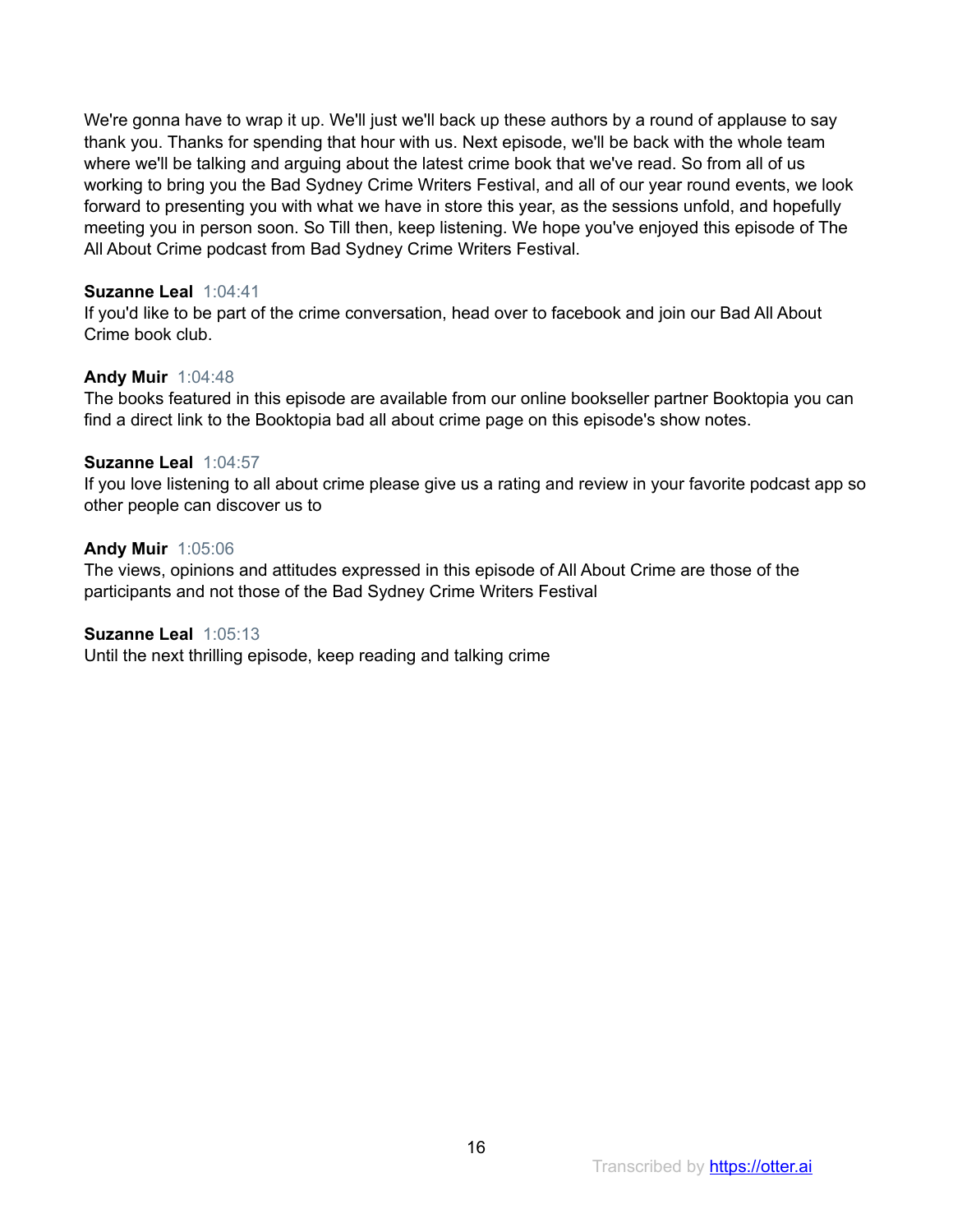We're gonna have to wrap it up. We'll just we'll back up these authors by a round of applause to say thank you. Thanks for spending that hour with us. Next episode, we'll be back with the whole team where we'll be talking and arguing about the latest crime book that we've read. So from all of us working to bring you the Bad Sydney Crime Writers Festival, and all of our year round events, we look forward to presenting you with what we have in store this year, as the sessions unfold, and hopefully meeting you in person soon. So Till then, keep listening. We hope you've enjoyed this episode of The All About Crime podcast from Bad Sydney Crime Writers Festival.

**Suzanne Leal** 1:04:41
If you'd like to be part of the crime conversation, head over to facebook and join our Bad All About Crime book club.

**Andy Muir** 1:04:48
The books featured in this episode are available from our online bookseller partner Booktopia you can find a direct link to the Booktopia bad all about crime page on this episode's show notes.

**Suzanne Leal** 1:04:57
If you love listening to all about crime please give us a rating and review in your favorite podcast app so other people can discover us to

**Andy Muir** 1:05:06
The views, opinions and attitudes expressed in this episode of All About Crime are those of the participants and not those of the Bad Sydney Crime Writers Festival

**Suzanne Leal** 1:05:13
Until the next thrilling episode, keep reading and talking crime

Transcribed by https://otter.ai